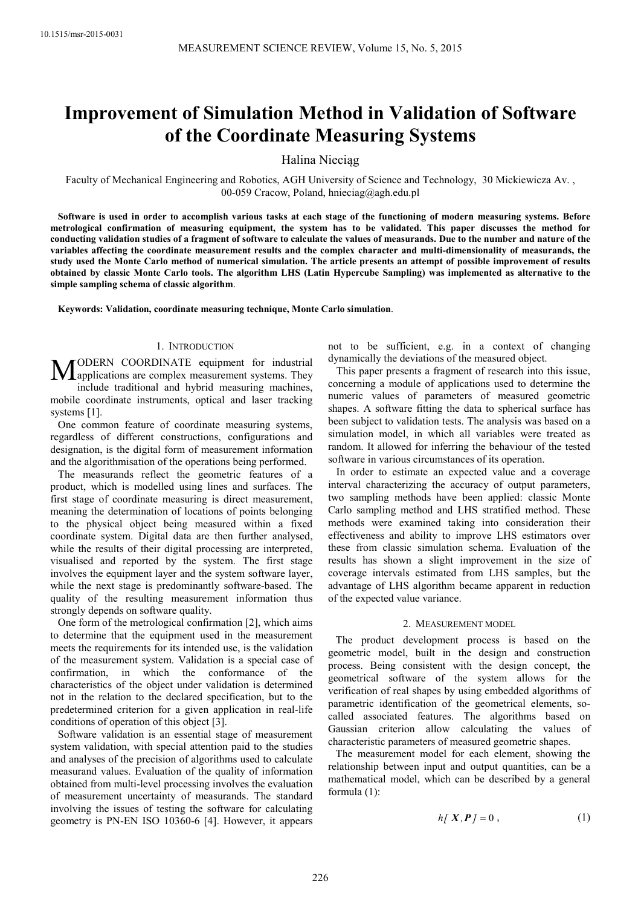10.1515/msr-2015-0031

# Improvement of Simulation Method in Validation of Software of the Coordinate Measuring Systems

Halina Nieciąg

Faculty of Mechanical Engineering and Robotics, AGH University of Science and Technology, 30 Mickiewicza Av. , 00-059 Cracow, Poland, hnieciag@agh.edu.pl

**Software is used in order to accomplish various tasks at each stage of the functioning of modern measuring systems. Before metrological confirmation of measuring equipment, the system has to be validated. This paper discusses the method for conducting validation studies of a fragment of software to calculate the values of measurands. Due to the number and nature of the variables affecting the coordinate measurement results and the complex character and multi-dimensionality of measurands, the study used the Monte Carlo method of numerical simulation. The article presents an attempt of possible improvement of results obtained by classic Monte Carlo tools. The algorithm LHS (Latin Hypercube Sampling) was implemented as alternative to the simple sampling schema of classic algorithm**.

**Keywords: Validation, coordinate measuring technique, Monte Carlo simulation**.

## 1. Introduction

MODERN COORDINATE equipment for industrial applications are complex measurement systems. They include traditional and hybrid measuring machines, mobile coordinate instruments, optical and laser tracking systems [1].

One common feature of coordinate measuring systems, regardless of different constructions, configurations and designation, is the digital form of measurement information and the algorithmisation of the operations being performed.

The measurands reflect the geometric features of a product, which is modelled using lines and surfaces. The first stage of coordinate measuring is direct measurement, meaning the determination of locations of points belonging to the physical object being measured within a fixed coordinate system. Digital data are then further analysed, while the results of their digital processing are interpreted, visualised and reported by the system. The first stage involves the equipment layer and the system software layer, while the next stage is predominantly software-based. The quality of the resulting measurement information thus strongly depends on software quality.

One form of the metrological confirmation [2], which aims to determine that the equipment used in the measurement meets the requirements for its intended use, is the validation of the measurement system. Validation is a special case of confirmation, in which the conformance of the characteristics of the object under validation is determined not in the relation to the declared specification, but to the predetermined criterion for a given application in real-life conditions of operation of this object [3].

Software validation is an essential stage of measurement system validation, with special attention paid to the studies and analyses of the precision of algorithms used to calculate measurand values. Evaluation of the quality of information obtained from multi-level processing involves the evaluation of measurement uncertainty of measurands. The standard involving the issues of testing the software for calculating geometry is PN-EN ISO 10360-6 [4]. However, it appears not to be sufficient, e.g. in a context of changing dynamically the deviations of the measured object.

This paper presents a fragment of research into this issue, concerning a module of applications used to determine the numeric values of parameters of measured geometric shapes. A software fitting the data to spherical surface has been subject to validation tests. The analysis was based on a simulation model, in which all variables were treated as random. It allowed for inferring the behaviour of the tested software in various circumstances of its operation.

In order to estimate an expected value and a coverage interval characterizing the accuracy of output parameters, two sampling methods have been applied: classic Monte Carlo sampling method and LHS stratified method. These methods were examined taking into consideration their effectiveness and ability to improve LHS estimators over these from classic simulation schema. Evaluation of the results has shown a slight improvement in the size of coverage intervals estimated from LHS samples, but the advantage of LHS algorithm became apparent in reduction of the expected value variance.

## 2. Measurement model

The product development process is based on the geometric model, built in the design and construction process. Being consistent with the design concept, the geometrical software of the system allows for the verification of real shapes by using embedded algorithms of parametric identification of the geometrical elements, so-called associated features. The algorithms based on Gaussian criterion allow calculating the values of characteristic parameters of measured geometric shapes.

The measurement model for each element, showing the relationship between input and output quantities, can be a mathematical model, which can be described by a general formula (1):

$$h[\,\boldsymbol{X}, \boldsymbol{P}\,] = 0\;, \tag{1}$$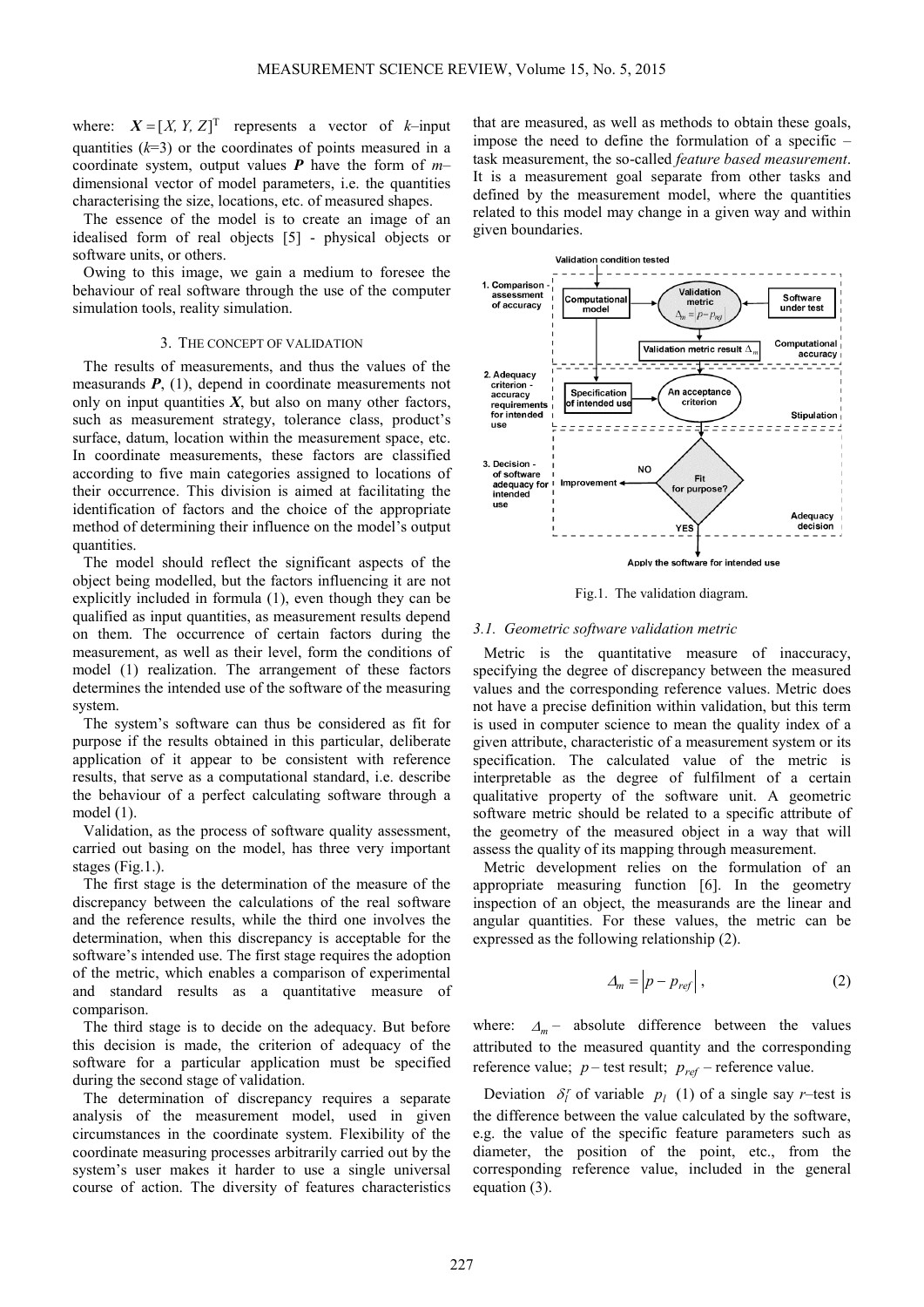where: $\boldsymbol{X} = [X, Y, Z]^{\mathrm{T}}$ represents a vector of $k$–input quantities ($k$=3) or the coordinates of points measured in a coordinate system, output values $\boldsymbol{P}$ have the form of $m$–dimensional vector of model parameters, i.e. the quantities characterising the size, locations, etc. of measured shapes.

The essence of the model is to create an image of an idealised form of real objects [5] - physical objects or software units, or others.

Owing to this image, we gain a medium to foresee the behaviour of real software through the use of the computer simulation tools, reality simulation.

## 3. The concept of validation

The results of measurements, and thus the values of the measurands $\boldsymbol{P}$, (1), depend in coordinate measurements not only on input quantities $\boldsymbol{X}$, but also on many other factors, such as measurement strategy, tolerance class, product's surface, datum, location within the measurement space, etc. In coordinate measurements, these factors are classified according to five main categories assigned to locations of their occurrence. This division is aimed at facilitating the identification of factors and the choice of the appropriate method of determining their influence on the model's output quantities.

The model should reflect the significant aspects of the object being modelled, but the factors influencing it are not explicitly included in formula (1), even though they can be qualified as input quantities, as measurement results depend on them. The occurrence of certain factors during the measurement, as well as their level, form the conditions of model (1) realization. The arrangement of these factors determines the intended use of the software of the measuring system.

The system's software can thus be considered as fit for purpose if the results obtained in this particular, deliberate application of it appear to be consistent with reference results, that serve as a computational standard, i.e. describe the behaviour of a perfect calculating software through a model (1).

Validation, as the process of software quality assessment, carried out basing on the model, has three very important stages (Fig.1.).

The first stage is the determination of the measure of the discrepancy between the calculations of the real software and the reference results, while the third one involves the determination, when this discrepancy is acceptable for the software's intended use. The first stage requires the adoption of the metric, which enables a comparison of experimental and standard results as a quantitative measure of comparison.

The third stage is to decide on the adequacy. But before this decision is made, the criterion of adequacy of the software for a particular application must be specified during the second stage of validation.

The determination of discrepancy requires a separate analysis of the measurement model, used in given circumstances in the coordinate system. Flexibility of the coordinate measuring processes arbitrarily carried out by the system's user makes it harder to use a single universal course of action. The diversity of features characteristics that are measured, as well as methods to obtain these goals, impose the need to define the formulation of a specific – task measurement, the so-called *feature based measurement*. It is a measurement goal separate from other tasks and defined by the measurement model, where the quantities related to this model may change in a given way and within given boundaries.

Validation condition tested

1. Comparison - assessment of accuracy: Computational model → Validation metric $\Delta_m = |p - p_{ref}|$ ← Software under test; → Validation metric result $\Delta_m$ (Computational accuracy)

2. Adequacy criterion - accuracy requirements for intended use: Specification of intended use → An acceptance criterion (Stipulation)

3. Decision - of software adequacy for intended use: Fit for purpose? NO → Improvement; YES → Apply the software for intended use (Adequacy decision)

Fig.1. The validation diagram.

### 3.1. Geometric software validation metric

Metric is the quantitative measure of inaccuracy, specifying the degree of discrepancy between the measured values and the corresponding reference values. Metric does not have a precise definition within validation, but this term is used in computer science to mean the quality index of a given attribute, characteristic of a measurement system or its specification. The calculated value of the metric is interpretable as the degree of fulfilment of a certain qualitative property of the software unit. A geometric software metric should be related to a specific attribute of the geometry of the measured object in a way that will assess the quality of its mapping through measurement.

Metric development relies on the formulation of an appropriate measuring function [6]. In the geometry inspection of an object, the measurands are the linear and angular quantities. For these values, the metric can be expressed as the following relationship (2).

$$\Delta_m = \left| p - p_{ref} \right|, \tag{2}$$

where: $\Delta_m$ – absolute difference between the values attributed to the measured quantity and the corresponding reference value; $p$ – test result; $p_{ref}$ – reference value.

Deviation $\delta_l^r$ of variable $p_l$ (1) of a single say $r$–test is the difference between the value calculated by the software, e.g. the value of the specific feature parameters such as diameter, the position of the point, etc., from the corresponding reference value, included in the general equation (3).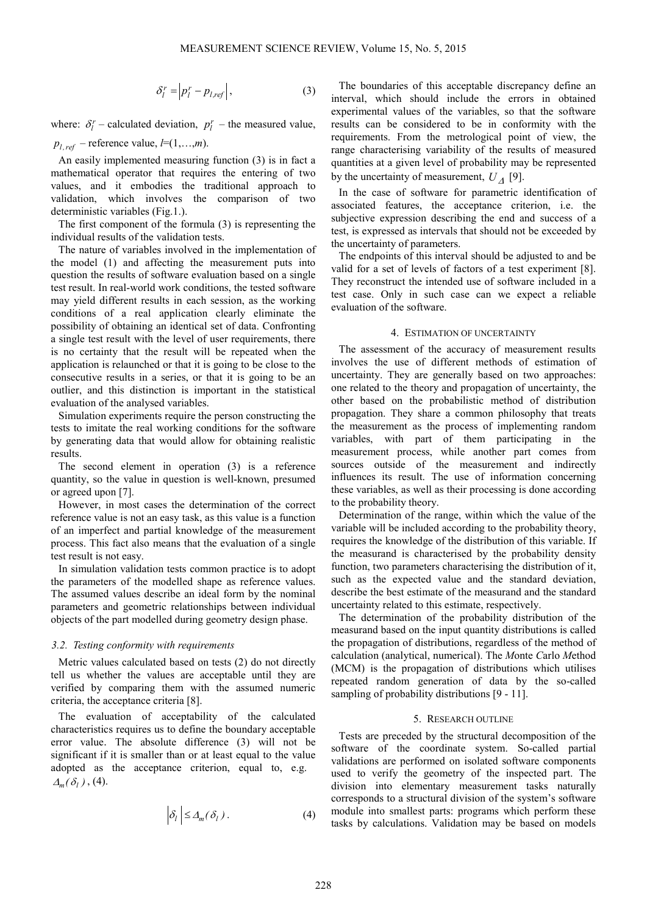$$\delta_l^r = \left| p_l^r - p_{l,ref} \right|, \tag{3}$$

where: $\delta_l^r$ – calculated deviation, $p_l^r$ – the measured value, $p_{l,ref}$ – reference value, $l$=(1,…,$m$).

An easily implemented measuring function (3) is in fact a mathematical operator that requires the entering of two values, and it embodies the traditional approach to validation, which involves the comparison of two deterministic variables (Fig.1.).

The first component of the formula (3) is representing the individual results of the validation tests.

The nature of variables involved in the implementation of the model (1) and affecting the measurement puts into question the results of software evaluation based on a single test result. In real-world work conditions, the tested software may yield different results in each session, as the working conditions of a real application clearly eliminate the possibility of obtaining an identical set of data. Confronting a single test result with the level of user requirements, there is no certainty that the result will be repeated when the application is relaunched or that it is going to be close to the consecutive results in a series, or that it is going to be an outlier, and this distinction is important in the statistical evaluation of the analysed variables.

Simulation experiments require the person constructing the tests to imitate the real working conditions for the software by generating data that would allow for obtaining realistic results.

The second element in operation (3) is a reference quantity, so the value in question is well-known, presumed or agreed upon [7].

However, in most cases the determination of the correct reference value is not an easy task, as this value is a function of an imperfect and partial knowledge of the measurement process. This fact also means that the evaluation of a single test result is not easy.

In simulation validation tests common practice is to adopt the parameters of the modelled shape as reference values. The assumed values describe an ideal form by the nominal parameters and geometric relationships between individual objects of the part modelled during geometry design phase.

### 3.2. Testing conformity with requirements

Metric values calculated based on tests (2) do not directly tell us whether the values are acceptable until they are verified by comparing them with the assumed numeric criteria, the acceptance criteria [8].

The evaluation of acceptability of the calculated characteristics requires us to define the boundary acceptable error value. The absolute difference (3) will not be significant if it is smaller than or at least equal to the value adopted as the acceptance criterion, equal to, e.g. $\Delta_m(\delta_l)$, (4).

$$\left| \delta_l \right| \leq \Delta_m(\delta_l). \tag{4}$$

The boundaries of this acceptable discrepancy define an interval, which should include the errors in obtained experimental values of the variables, so that the software results can be considered to be in conformity with the requirements. From the metrological point of view, the range characterising variability of the results of measured quantities at a given level of probability may be represented by the uncertainty of measurement, $U_\Delta$ [9].

In the case of software for parametric identification of associated features, the acceptance criterion, i.e. the subjective expression describing the end and success of a test, is expressed as intervals that should not be exceeded by the uncertainty of parameters.

The endpoints of this interval should be adjusted to and be valid for a set of levels of factors of a test experiment [8]. They reconstruct the intended use of software included in a test case. Only in such case can we expect a reliable evaluation of the software.

## 4. Estimation of uncertainty

The assessment of the accuracy of measurement results involves the use of different methods of estimation of uncertainty. They are generally based on two approaches: one related to the theory and propagation of uncertainty, the other based on the probabilistic method of distribution propagation. They share a common philosophy that treats the measurement as the process of implementing random variables, with part of them participating in the measurement process, while another part comes from sources outside of the measurement and indirectly influences its result. The use of information concerning these variables, as well as their processing is done according to the probability theory.

Determination of the range, within which the value of the variable will be included according to the probability theory, requires the knowledge of the distribution of this variable. If the measurand is characterised by the probability density function, two parameters characterising the distribution of it, such as the expected value and the standard deviation, describe the best estimate of the measurand and the standard uncertainty related to this estimate, respectively.

The determination of the probability distribution of the measurand based on the input quantity distributions is called the propagation of distributions, regardless of the method of calculation (analytical, numerical). The *M*onte *C*arlo *M*ethod (MCM) is the propagation of distributions which utilises repeated random generation of data by the so-called sampling of probability distributions [9 - 11].

## 5. Research outline

Tests are preceded by the structural decomposition of the software of the coordinate system. So-called partial validations are performed on isolated software components used to verify the geometry of the inspected part. The division into elementary measurement tasks naturally corresponds to a structural division of the system's software module into smallest parts: programs which perform these tasks by calculations. Validation may be based on models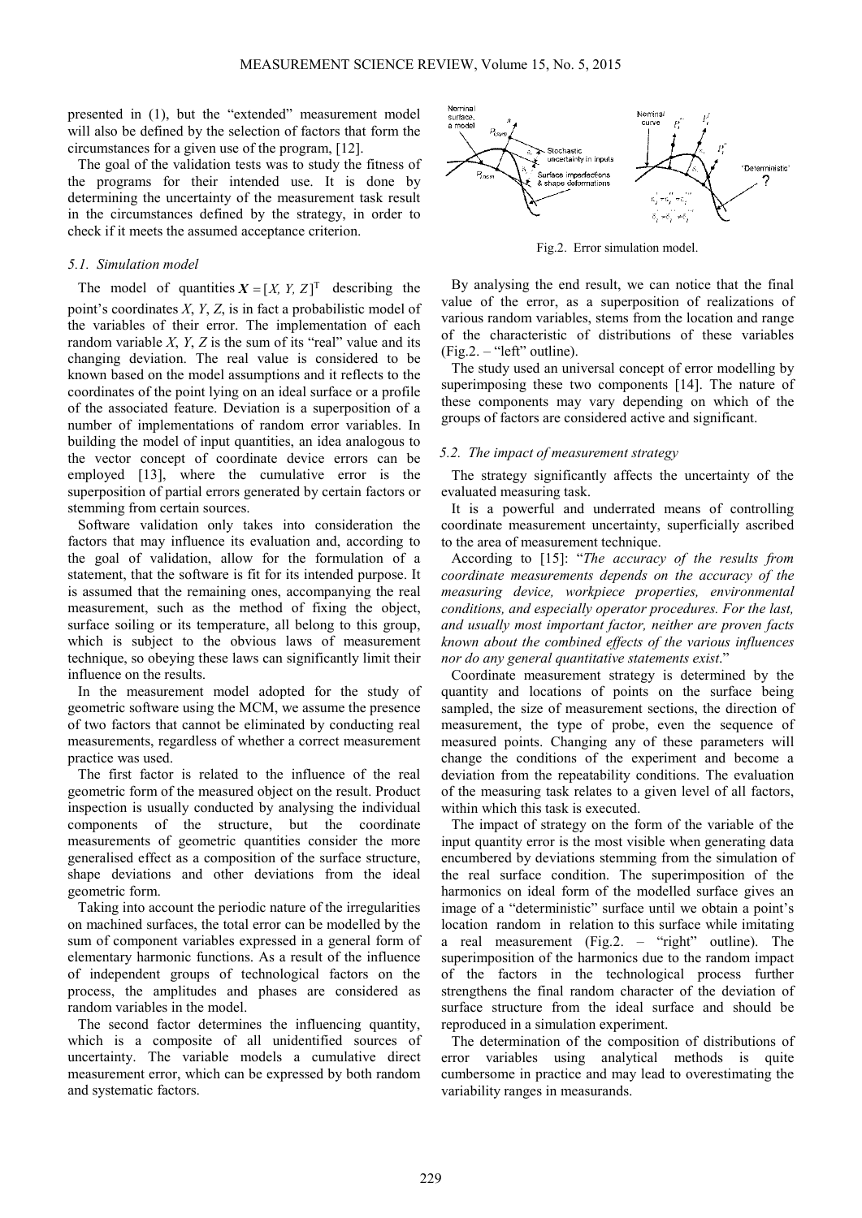presented in (1), but the "extended" measurement model will also be defined by the selection of factors that form the circumstances for a given use of the program, [12].

The goal of the validation tests was to study the fitness of the programs for their intended use. It is done by determining the uncertainty of the measurement task result in the circumstances defined by the strategy, in order to check if it meets the assumed acceptance criterion.

### *5.1. Simulation model*

The model of quantities $\boldsymbol{X} = [X, Y, Z]^{\mathrm{T}}$ describing the point's coordinates $X$, $Y$, $Z$, is in fact a probabilistic model of the variables of their error. The implementation of each random variable $X$, $Y$, $Z$ is the sum of its "real" value and its changing deviation. The real value is considered to be known based on the model assumptions and it reflects to the coordinates of the point lying on an ideal surface or a profile of the associated feature. Deviation is a superposition of a number of implementations of random error variables. In building the model of input quantities, an idea analogous to the vector concept of coordinate device errors can be employed [13], where the cumulative error is the superposition of partial errors generated by certain factors or stemming from certain sources.

Software validation only takes into consideration the factors that may influence its evaluation and, according to the goal of validation, allow for the formulation of a statement, that the software is fit for its intended purpose. It is assumed that the remaining ones, accompanying the real measurement, such as the method of fixing the object, surface soiling or its temperature, all belong to this group, which is subject to the obvious laws of measurement technique, so obeying these laws can significantly limit their influence on the results.

In the measurement model adopted for the study of geometric software using the MCM, we assume the presence of two factors that cannot be eliminated by conducting real measurements, regardless of whether a correct measurement practice was used.

The first factor is related to the influence of the real geometric form of the measured object on the result. Product inspection is usually conducted by analysing the individual components of the structure, but the coordinate measurements of geometric quantities consider the more generalised effect as a composition of the surface structure, shape deviations and other deviations from the ideal geometric form.

Taking into account the periodic nature of the irregularities on machined surfaces, the total error can be modelled by the sum of component variables expressed in a general form of elementary harmonic functions. As a result of the influence of independent groups of technological factors on the process, the amplitudes and phases are considered as random variables in the model.

The second factor determines the influencing quantity, which is a composite of all unidentified sources of uncertainty. The variable models a cumulative direct measurement error, which can be expressed by both random and systematic factors.

Fig.2. Error simulation model.

By analysing the end result, we can notice that the final value of the error, as a superposition of realizations of various random variables, stems from the location and range of the characteristic of distributions of these variables (Fig.2. – "left" outline).

The study used an universal concept of error modelling by superimposing these two components [14]. The nature of these components may vary depending on which of the groups of factors are considered active and significant.

### *5.2. The impact of measurement strategy*

The strategy significantly affects the uncertainty of the evaluated measuring task.

It is a powerful and underrated means of controlling coordinate measurement uncertainty, superficially ascribed to the area of measurement technique.

According to [15]: "*The accuracy of the results from coordinate measurements depends on the accuracy of the measuring device, workpiece properties, environmental conditions, and especially operator procedures. For the last, and usually most important factor, neither are proven facts known about the combined effects of the various influences nor do any general quantitative statements exist*."

Coordinate measurement strategy is determined by the quantity and locations of points on the surface being sampled, the size of measurement sections, the direction of measurement, the type of probe, even the sequence of measured points. Changing any of these parameters will change the conditions of the experiment and become a deviation from the repeatability conditions. The evaluation of the measuring task relates to a given level of all factors, within which this task is executed.

The impact of strategy on the form of the variable of the input quantity error is the most visible when generating data encumbered by deviations stemming from the simulation of the real surface condition. The superimposition of the harmonics on ideal form of the modelled surface gives an image of a "deterministic" surface until we obtain a point's location random in relation to this surface while imitating a real measurement (Fig.2. – "right" outline). The superimposition of the harmonics due to the random impact of the factors in the technological process further strengthens the final random character of the deviation of surface structure from the ideal surface and should be reproduced in a simulation experiment.

The determination of the composition of distributions of error variables using analytical methods is quite cumbersome in practice and may lead to overestimating the variability ranges in measurands.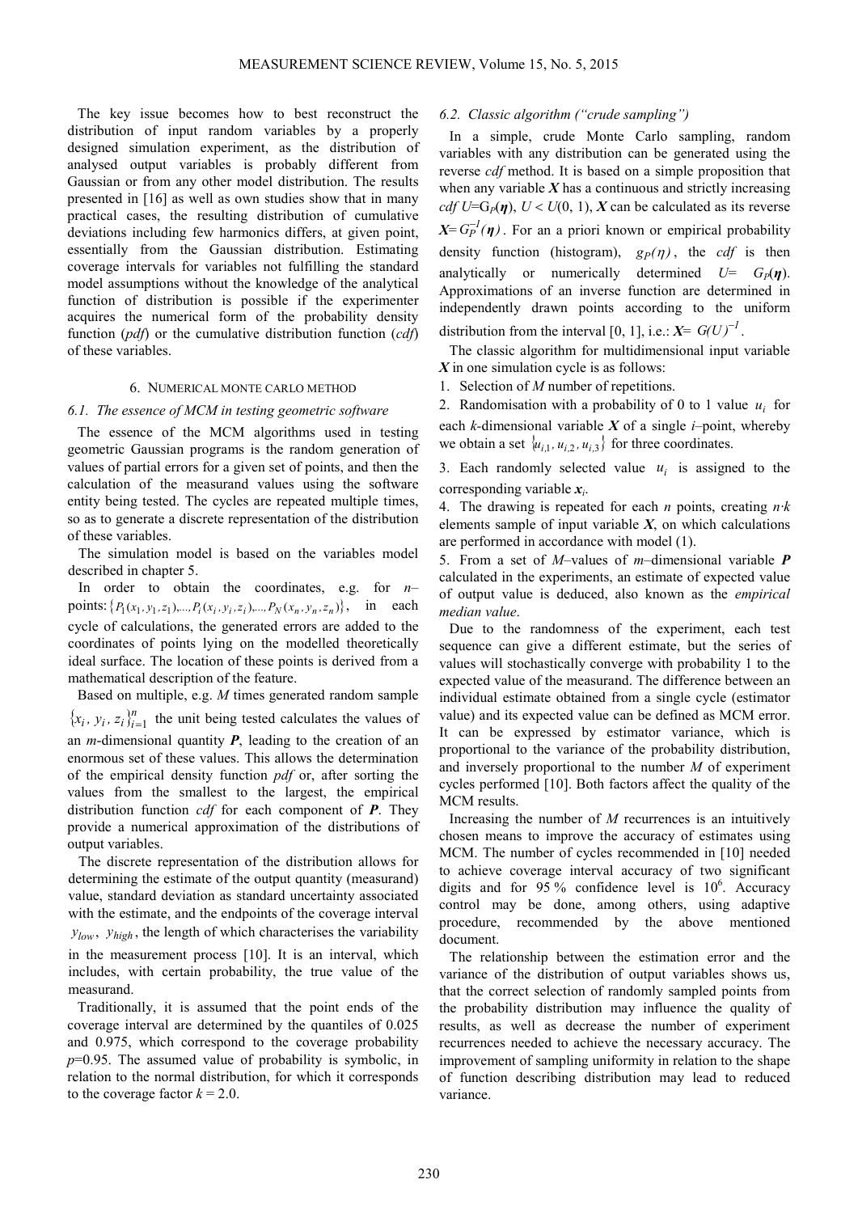The key issue becomes how to best reconstruct the distribution of input random variables by a properly designed simulation experiment, as the distribution of analysed output variables is probably different from Gaussian or from any other model distribution. The results presented in [16] as well as own studies show that in many practical cases, the resulting distribution of cumulative deviations including few harmonics differs, at given point, essentially from the Gaussian distribution. Estimating coverage intervals for variables not fulfilling the standard model assumptions without the knowledge of the analytical function of distribution is possible if the experimenter acquires the numerical form of the probability density function (*pdf*) or the cumulative distribution function (*cdf*) of these variables.

## 6. NUMERICAL MONTE CARLO METHOD

### 6.1. The essence of MCM in testing geometric software

The essence of the MCM algorithms used in testing geometric Gaussian programs is the random generation of values of partial errors for a given set of points, and then the calculation of the measurand values using the software entity being tested. The cycles are repeated multiple times, so as to generate a discrete representation of the distribution of these variables.

The simulation model is based on the variables model described in chapter 5.

In order to obtain the coordinates, e.g. for $n$–points: $\{P_1(x_1, y_1, z_1),..., P_i(x_i, y_i, z_i),..., P_N(x_n, y_n, z_n)\}$, in each cycle of calculations, the generated errors are added to the coordinates of points lying on the modelled theoretically ideal surface. The location of these points is derived from a mathematical description of the feature.

Based on multiple, e.g. $M$ times generated random sample $\{x_i, y_i, z_i\}_{i=1}^{n}$ the unit being tested calculates the values of an $m$-dimensional quantity $\boldsymbol{P}$, leading to the creation of an enormous set of these values. This allows the determination of the empirical density function *pdf* or, after sorting the values from the smallest to the largest, the empirical distribution function *cdf* for each component of $\boldsymbol{P}$. They provide a numerical approximation of the distributions of output variables.

The discrete representation of the distribution allows for determining the estimate of the output quantity (measurand) value, standard deviation as standard uncertainty associated with the estimate, and the endpoints of the coverage interval $y_{low}$, $y_{high}$, the length of which characterises the variability in the measurement process [10]. It is an interval, which includes, with certain probability, the true value of the measurand.

Traditionally, it is assumed that the point ends of the coverage interval are determined by the quantiles of 0.025 and 0.975, which correspond to the coverage probability $p$=0.95. The assumed value of probability is symbolic, in relation to the normal distribution, for which it corresponds to the coverage factor $k$ = 2.0.

### 6.2. Classic algorithm ("crude sampling")

In a simple, crude Monte Carlo sampling, random variables with any distribution can be generated using the reverse *cdf* method. It is based on a simple proposition that when any variable $\boldsymbol{X}$ has a continuous and strictly increasing *cdf* $U$=$G_P(\boldsymbol{\eta})$, $U < U(0, 1)$, $\boldsymbol{X}$ can be calculated as its reverse $\boldsymbol{X}= G_P^{-1}(\boldsymbol{\eta})$. For an a priori known or empirical probability density function (histogram), $g_P(\eta)$, the *cdf* is then analytically or numerically determined $U$= $G_P(\boldsymbol{\eta})$. Approximations of an inverse function are determined in independently drawn points according to the uniform distribution from the interval [0, 1], i.e.: $\boldsymbol{X}$= $G(U)^{-1}$.

The classic algorithm for multidimensional input variable $\boldsymbol{X}$ in one simulation cycle is as follows:

1. Selection of $M$ number of repetitions.
2. Randomisation with a probability of 0 to 1 value $u_i$ for each $k$-dimensional variable $\boldsymbol{X}$ of a single $i$–point, whereby we obtain a set $\{u_{i,1}, u_{i,2}, u_{i,3}\}$ for three coordinates.
3. Each randomly selected value $u_i$ is assigned to the corresponding variable $\boldsymbol{x}_i$.
4. The drawing is repeated for each $n$ points, creating $n \cdot k$ elements sample of input variable $\boldsymbol{X}$, on which calculations are performed in accordance with model (1).
5. From a set of $M$–values of $m$–dimensional variable $\boldsymbol{P}$ calculated in the experiments, an estimate of expected value of output value is deduced, also known as the *empirical median value*.

Due to the randomness of the experiment, each test sequence can give a different estimate, but the series of values will stochastically converge with probability 1 to the expected value of the measurand. The difference between an individual estimate obtained from a single cycle (estimator value) and its expected value can be defined as MCM error. It can be expressed by estimator variance, which is proportional to the variance of the probability distribution, and inversely proportional to the number $M$ of experiment cycles performed [10]. Both factors affect the quality of the MCM results.

Increasing the number of $M$ recurrences is an intuitively chosen means to improve the accuracy of estimates using MCM. The number of cycles recommended in [10] needed to achieve coverage interval accuracy of two significant digits and for 95 % confidence level is $10^6$. Accuracy control may be done, among others, using adaptive procedure, recommended by the above mentioned document.

The relationship between the estimation error and the variance of the distribution of output variables shows us, that the correct selection of randomly sampled points from the probability distribution may influence the quality of results, as well as decrease the number of experiment recurrences needed to achieve the necessary accuracy. The improvement of sampling uniformity in relation to the shape of function describing distribution may lead to reduced variance.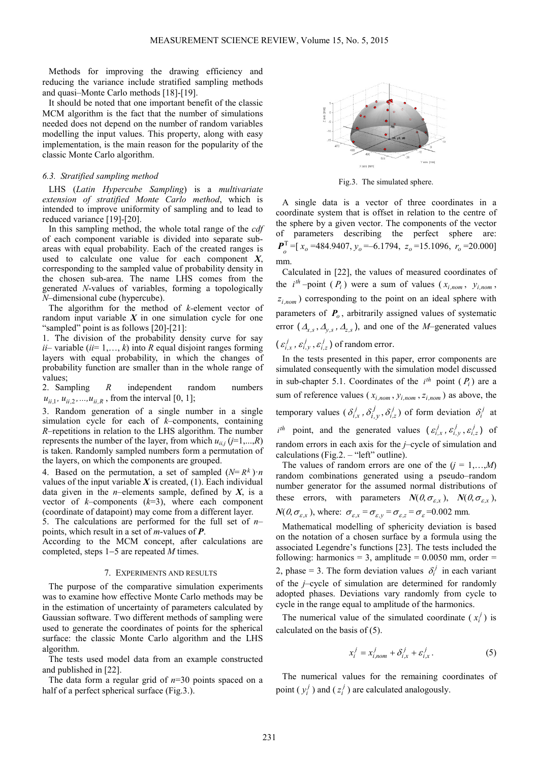Methods for improving the drawing efficiency and reducing the variance include stratified sampling methods and quasi–Monte Carlo methods [18]-[19].

It should be noted that one important benefit of the classic MCM algorithm is the fact that the number of simulations needed does not depend on the number of random variables modelling the input values. This property, along with easy implementation, is the main reason for the popularity of the classic Monte Carlo algorithm.

### 6.3. Stratified sampling method

LHS (*Latin Hypercube Sampling*) is a *multivariate extension of stratified Monte Carlo method*, which is intended to improve uniformity of sampling and to lead to reduced variance [19]-[20].

In this sampling method, the whole total range of the *cdf* of each component variable is divided into separate sub-areas with equal probability. Each of the created ranges is used to calculate one value for each component $\boldsymbol{X}$, corresponding to the sampled value of probability density in the chosen sub-area. The name LHS comes from the generated $N$-values of variables, forming a topologically $N$–dimensional cube (hypercube).

The algorithm for the method of $k$-element vector of random input variable $\boldsymbol{X}$ in one simulation cycle for one "sampled" point is as follows [20]-[21]:

1. The division of the probability density curve for say $ii$– variable ($ii$= 1,…, $k$) into $R$ equal disjoint ranges forming layers with equal probability, in which the changes of probability function are smaller than in the whole range of values;
2. Sampling $R$ independent random numbers $u_{ii,1}$, $u_{ii,2}$, ..., $u_{ii,R}$ , from the interval [0, 1];
3. Random generation of a single number in a single simulation cycle for each of $k$–components, containing $R$–repetitions in relation to the LHS algorithm. The number represents the number of the layer, from which $u_{ii,j}$ ($j$=1,...,$R$) is taken. Randomly sampled numbers form a permutation of the layers, on which the components are grouped.
4. Based on the permutation, a set of sampled ($N= R^k)\cdot n$ values of the input variable $\boldsymbol{X}$ is created, (1). Each individual data given in the $n$–elements sample, defined by $\boldsymbol{X}$, is a vector of $k$–components ($k$=3), where each component (coordinate of datapoint) may come from a different layer.
5. The calculations are performed for the full set of $n$–points, which result in a set of $m$-values of $\boldsymbol{P}$.

According to the MCM concept, after calculations are completed, steps 1−5 are repeated $M$ times.

## 7. Experiments and results

The purpose of the comparative simulation experiments was to examine how effective Monte Carlo methods may be in the estimation of uncertainty of parameters calculated by Gaussian software. Two different methods of sampling were used to generate the coordinates of points for the spherical surface: the classic Monte Carlo algorithm and the LHS algorithm.

The tests used model data from an example constructed and published in [22].

The data form a regular grid of $n$=30 points spaced on a half of a perfect spherical surface (Fig.3.).

Fig.3. The simulated sphere.

A single data is a vector of three coordinates in a coordinate system that is offset in relation to the centre of the sphere by a given vector. The components of the vector of parameters describing the perfect sphere are: $\boldsymbol{P}_o^{\mathrm{T}}$=[ $x_o$ =484.9407, $y_o$ =–6.1794, $z_o$ =15.1096, $r_o$ =20.000] mm.

Calculated in [22], the values of measured coordinates of the $i^{th}$ –point ( $P_i$ ) were a sum of values ( $x_{i,nom}$ , $y_{i,nom}$ , $z_{i,nom}$ ) corresponding to the point on an ideal sphere with parameters of $\boldsymbol{P}_o$, arbitrarily assigned values of systematic error ( $\Delta_{x,s}$ , $\Delta_{y,s}$ , $\Delta_{z,s}$ ), and one of the $M$–generated values ( $\varepsilon_{i,x}^j$ , $\varepsilon_{i,y}^j$ , $\varepsilon_{i,z}^j$ ) of random error.

In the tests presented in this paper, error components are simulated consequently with the simulation model discussed in sub-chapter 5.1. Coordinates of the $i^{th}$ point ( $P_i$ ) are a sum of reference values ( $x_{i,nom}$ , $y_{i,nom}$ , $z_{i,nom}$ ) as above, the temporary values ( $\delta_{i,x}^j$ , $\delta_{i,y}^j$ , $\delta_{i,z}^j$ ) of form deviation $\delta_i^j$ at $i^{th}$ point, and the generated values ( $\varepsilon_{i,x}^j$ , $\varepsilon_{i,y}^j$ , $\varepsilon_{i,z}^j$ ) of random errors in each axis for the $j$–cycle of simulation and calculations (Fig.2. – "left" outline).

The values of random errors are one of the ($j$ = 1,…,$M$) random combinations generated using a pseudo–random number generator for the assumed normal distributions of these errors, with parameters $N(0,\sigma_{\varepsilon,x})$, $N(0,\sigma_{\varepsilon,x})$, $N(0,\sigma_{\varepsilon,x})$, where: $\sigma_{\varepsilon,x} = \sigma_{\varepsilon,y} = \sigma_{\varepsilon,z} = \sigma_\varepsilon$ =0.002 mm.

Mathematical modelling of sphericity deviation is based on the notation of a chosen surface by a formula using the associated Legendre's functions [23]. The tests included the following: harmonics = 3, amplitude = 0.0050 mm, order = 2, phase = 3. The form deviation values $\delta_i^j$ in each variant of the $j$–cycle of simulation are determined for randomly adopted phases. Deviations vary randomly from cycle to cycle in the range equal to amplitude of the harmonics.

The numerical value of the simulated coordinate ( $x_i^j$ ) is calculated on the basis of (5).

$$x_i^j = x_{i,nom}^j + \delta_{i,x}^j + \varepsilon_{i,x}^j . \tag{5}$$

The numerical values for the remaining coordinates of point ( $y_i^j$ ) and ( $z_i^j$ ) are calculated analogously.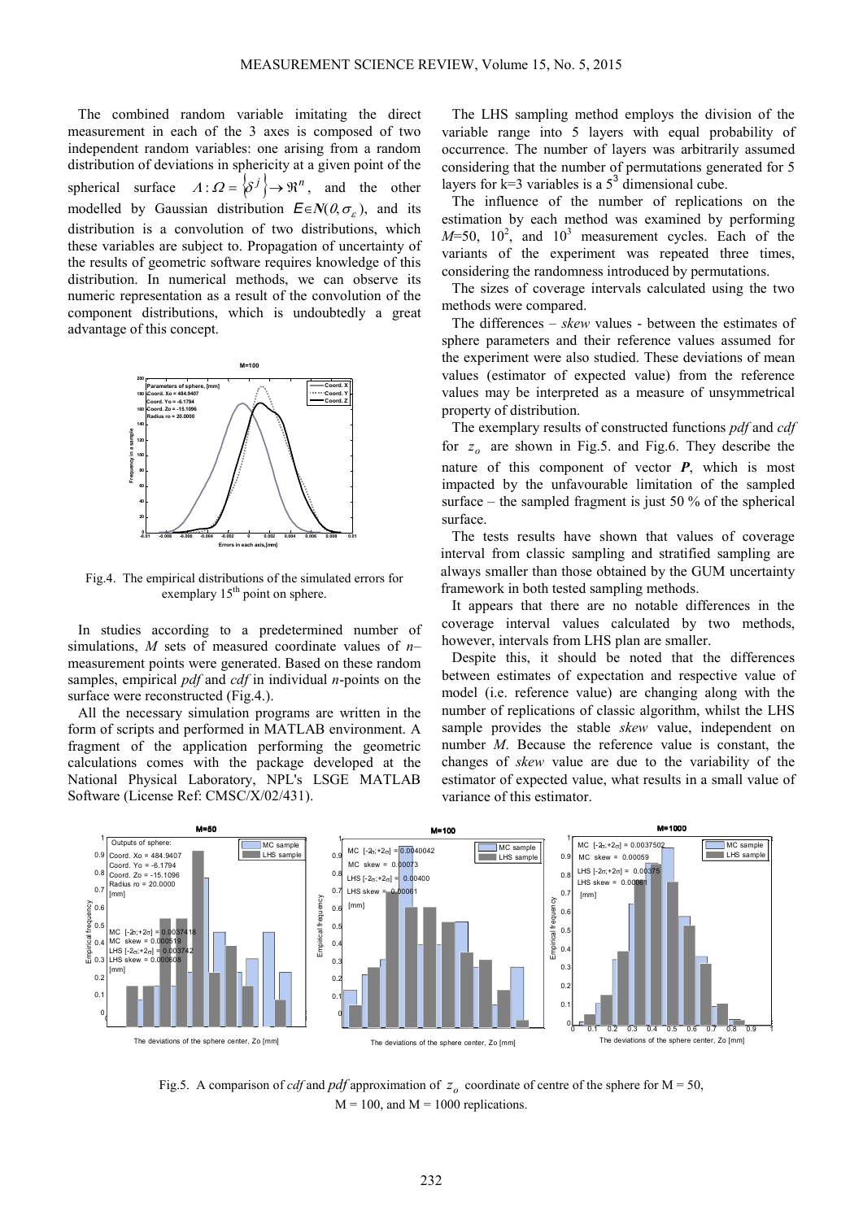The combined random variable imitating the direct measurement in each of the 3 axes is composed of two independent random variables: one arising from a random distribution of deviations in sphericity at a given point of the spherical surface $\Lambda : \Omega = \{\delta^j\} \rightarrow \Re^n$, and the other modelled by Gaussian distribution $E \in N(0, \sigma_\varepsilon)$, and its distribution is a convolution of two distributions, which these variables are subject to. Propagation of uncertainty of the results of geometric software requires knowledge of this distribution. In numerical methods, we can observe its numeric representation as a result of the convolution of the component distributions, which is undoubtedly a great advantage of this concept.

M=100

Parameters of sphere, [mm]
Coord. Xo = 484.9407
Coord. Yo = -6.1794
Coord. Zo = -15.1096
Radius ro = 20.0000

Coord. X
Coord. Y
Coord. Z

Frequency in a sample

Errors in each axis,[mm]

Fig.4. The empirical distributions of the simulated errors for exemplary 15th point on sphere.

In studies according to a predetermined number of simulations, $M$ sets of measured coordinate values of $n$–measurement points were generated. Based on these random samples, empirical *pdf* and *cdf* in individual $n$-points on the surface were reconstructed (Fig.4.).

All the necessary simulation programs are written in the form of scripts and performed in MATLAB environment. A fragment of the application performing the geometric calculations comes with the package developed at the National Physical Laboratory, NPL's LSGE MATLAB Software (License Ref: CMSC/X/02/431).

The LHS sampling method employs the division of the variable range into 5 layers with equal probability of occurrence. The number of layers was arbitrarily assumed considering that the number of permutations generated for 5 layers for k=3 variables is a $5^3$ dimensional cube.

The influence of the number of replications on the estimation by each method was examined by performing $M$=50, $10^2$, and $10^3$ measurement cycles. Each of the variants of the experiment was repeated three times, considering the randomness introduced by permutations.

The sizes of coverage intervals calculated using the two methods were compared.

The differences – *skew* values - between the estimates of sphere parameters and their reference values assumed for the experiment were also studied. These deviations of mean values (estimator of expected value) from the reference values may be interpreted as a measure of unsymmetrical property of distribution.

The exemplary results of constructed functions *pdf* and *cdf* for $z_o$ are shown in Fig.5. and Fig.6. They describe the nature of this component of vector $\boldsymbol{P}$, which is most impacted by the unfavourable limitation of the sampled surface – the sampled fragment is just 50 % of the spherical surface.

The tests results have shown that values of coverage interval from classic sampling and stratified sampling are always smaller than those obtained by the GUM uncertainty framework in both tested sampling methods.

It appears that there are no notable differences in the coverage interval values calculated by two methods, however, intervals from LHS plan are smaller.

Despite this, it should be noted that the differences between estimates of expectation and respective value of model (i.e. reference value) are changing along with the number of replications of classic algorithm, whilst the LHS sample provides the stable *skew* value, independent on number $M$. Because the reference value is constant, the changes of *skew* value are due to the variability of the estimator of expected value, what results in a small value of variance of this estimator.

M=50

Outputs of sphere:
Coord. Xo = 484.9407
Coord. Yo = -6.1794
Coord. Zo = -15.1096
Radius ro = 20.0000
[mm]

MC [-2σ;+2σ] = 0.0037418
MC skew = 0.000519
LHS [-2σ;+2σ] = 0.003742
LHS skew = 0.000608
[mm]

MC sample
LHS sample

M=100

MC [-2σ;+2σ] = 0.0040042
MC skew = 0.00073
LHS [-2σ;+2σ] = 0.00400
LHS skew = 0.00061
[mm]

M=1000

MC [-2σ;+2σ] = 0.0037502
MC skew = 0.00059
LHS [-2σ;+2σ] = 0.00375
LHS skew = 0.00061
[mm]

Empirical frequency

The deviations of the sphere center, Zo [mm]

Fig.5. A comparison of *cdf* and *pdf* approximation of $z_o$ coordinate of centre of the sphere for M = 50, M = 100, and M = 1000 replications.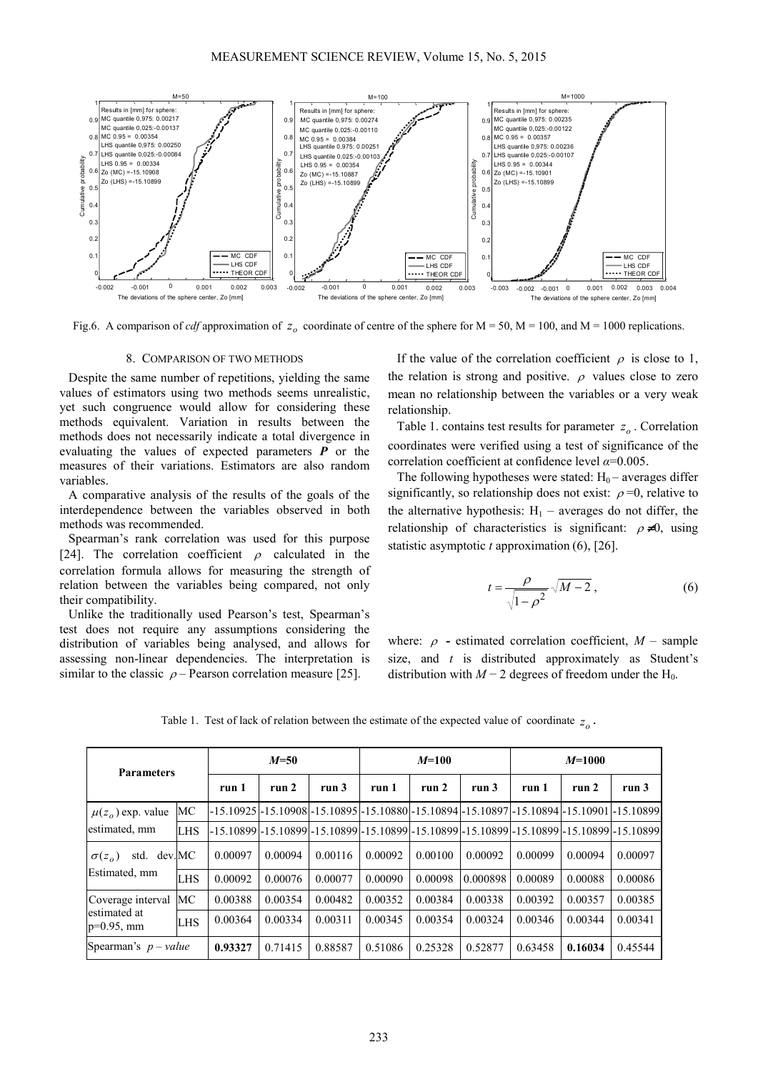M=50

Results in [mm] for sphere:
MC quantile 0,975: 0.00217
MC quantile 0,025:-0.00137
MC 0.95 = 0.00354
LHS quantile 0,975: 0.00250
LHS quantile 0,025:-0.00084
LHS 0.95 = 0.00334
Zo (MC) =-15.10908
Zo (LHS) =-15.10899

MC CDF
LHS CDF
THEOR CDF

Cumulative probability
The deviations of the sphere center, Zo [mm]

M=100

Results in [mm] for sphere:
MC quantile 0,975: 0.00274
MC quantile 0,025:-0.00110
MC 0.95 = 0.00384
LHS quantile 0,975: 0.00251
LHS quantile 0,025:-0.00103
LHS 0.95 = 0.00354
Zo (MC) =-15.10887
Zo (LHS) =-15.10899

MC CDF
LHS CDF
THEOR CDF

Cumulative probability
The deviations of the sphere center, Zo [mm]

M=1000

Results in [mm] for sphere:
MC quantile 0,975: 0.00235
MC quantile 0,025:-0.00122
MC 0.95 = 0.00357
LHS quantile 0,975: 0.00236
LHS quantile 0,025:-0.00107
LHS 0.95 = 0.00344
Zo (MC) =-15.10901
Zo (LHS) =-15.10899

MC CDF
LHS CDF
THEOR CDF

Cumulative probability
The deviations of the sphere center, Zo [mm]

Fig.6. A comparison of *cdf* approximation of $z_o$ coordinate of centre of the sphere for M = 50, M = 100, and M = 1000 replications.

## 8. COMPARISON OF TWO METHODS

Despite the same number of repetitions, yielding the same values of estimators using two methods seems unrealistic, yet such congruence would allow for considering these methods equivalent. Variation in results between the methods does not necessarily indicate a total divergence in evaluating the values of expected parameters $\boldsymbol{P}$ or the measures of their variations. Estimators are also random variables.

A comparative analysis of the results of the goals of the interdependence between the variables observed in both methods was recommended.

Spearman's rank correlation was used for this purpose [24]. The correlation coefficient $\rho$ calculated in the correlation formula allows for measuring the strength of relation between the variables being compared, not only their compatibility.

Unlike the traditionally used Pearson's test, Spearman's test does not require any assumptions considering the distribution of variables being analysed, and allows for assessing non-linear dependencies. The interpretation is similar to the classic $\rho$ – Pearson correlation measure [25].

If the value of the correlation coefficient $\rho$ is close to 1, the relation is strong and positive. $\rho$ values close to zero mean no relationship between the variables or a very weak relationship.

Table 1. contains test results for parameter $z_o$. Correlation coordinates were verified using a test of significance of the correlation coefficient at confidence level $\alpha$=0.005.

The following hypotheses were stated: $H_0$ – averages differ significantly, so relationship does not exist: $\rho$=0, relative to the alternative hypothesis: $H_1$ – averages do not differ, the relationship of characteristics is significant: $\rho \neq 0$, using statistic asymptotic *t* approximation (6), [26].

$$t = \frac{\rho}{\sqrt{1-\rho^2}}\sqrt{M-2}\,, \tag{6}$$

where: $\rho$ - estimated correlation coefficient, $M$ – sample size, and $t$ is distributed approximately as Student's distribution with $M - 2$ degrees of freedom under the $H_0$.

Table 1. Test of lack of relation between the estimate of the expected value of coordinate $z_o$.

| Parameters | | *M*=50 | | | *M*=100 | | | *M*=1000 | | |
|---|---|---|---|---|---|---|---|---|---|---|
| | | run 1 | run 2 | run 3 | run 1 | run 2 | run 3 | run 1 | run 2 | run 3 |
| $\mu(z_o)$ exp. value estimated, mm | MC | -15.10925 | -15.10908 | -15.10895 | -15.10880 | -15.10894 | -15.10897 | -15.10894 | -15.10901 | -15.10899 |
| | LHS | -15.10899 | -15.10899 | -15.10899 | -15.10899 | -15.10899 | -15.10899 | -15.10899 | -15.10899 | -15.10899 |
| $\sigma(z_o)$ std. dev. Estimated, mm | MC | 0.00097 | 0.00094 | 0.00116 | 0.00092 | 0.00100 | 0.00092 | 0.00099 | 0.00094 | 0.00097 |
| | LHS | 0.00092 | 0.00076 | 0.00077 | 0.00090 | 0.00098 | 0.000898 | 0.00089 | 0.00088 | 0.00086 |
| Coverage interval estimated at p=0.95, mm | MC | 0.00388 | 0.00354 | 0.00482 | 0.00352 | 0.00384 | 0.00338 | 0.00392 | 0.00357 | 0.00385 |
| | LHS | 0.00364 | 0.00334 | 0.00311 | 0.00345 | 0.00354 | 0.00324 | 0.00346 | 0.00344 | 0.00341 |
| Spearman's *p – value* | | **0.93327** | 0.71415 | 0.88587 | 0.51086 | 0.25328 | 0.52877 | 0.63458 | **0.16034** | 0.45544 |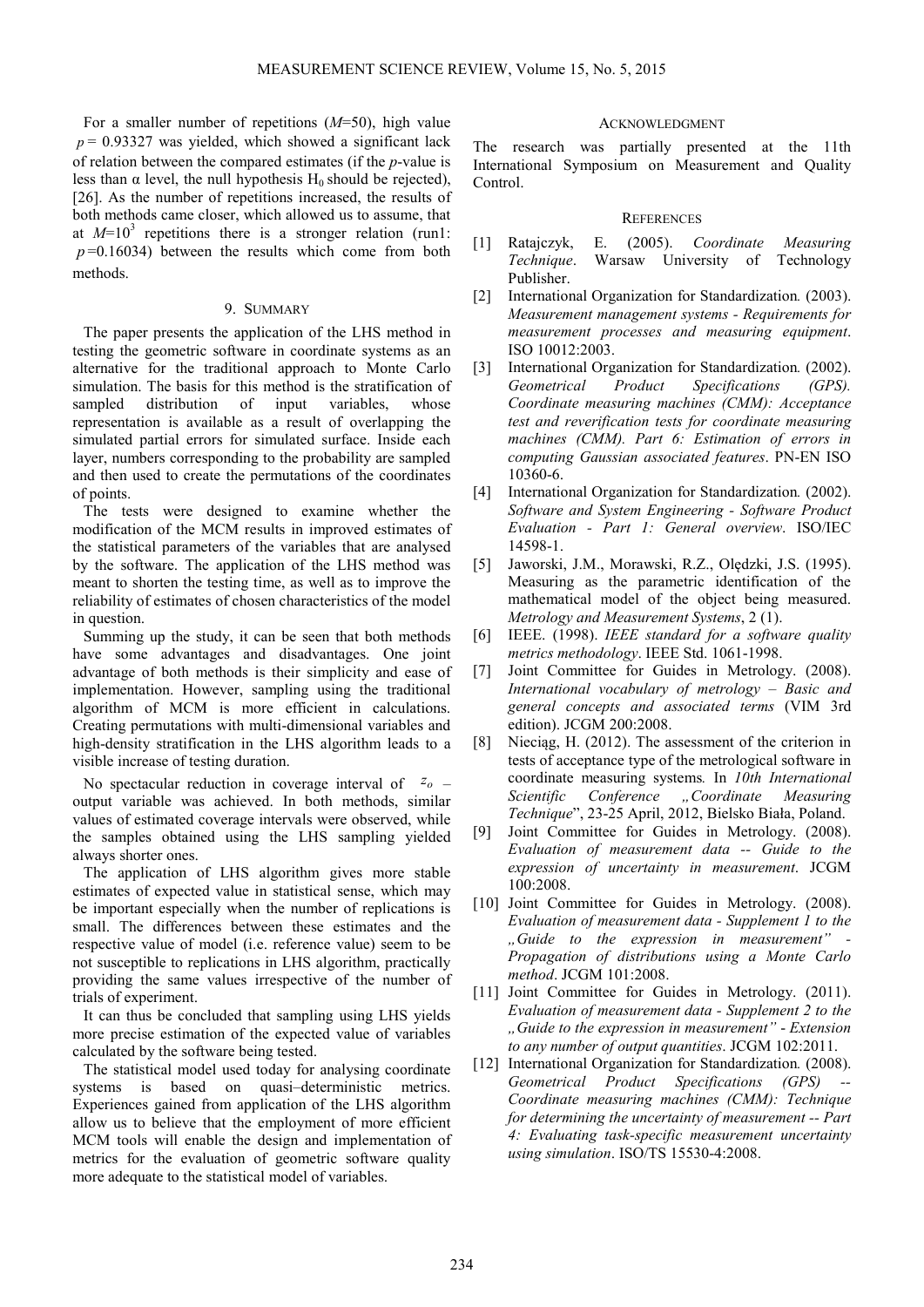For a smaller number of repetitions ($M$=50), high value $p$ = 0.93327 was yielded, which showed a significant lack of relation between the compared estimates (if the $p$-value is less than α level, the null hypothesis $H_0$ should be rejected), [26]. As the number of repetitions increased, the results of both methods came closer, which allowed us to assume, that at $M$=$10^3$ repetitions there is a stronger relation (run1: $p$=0.16034) between the results which come from both methods.

## 9. SUMMARY

The paper presents the application of the LHS method in testing the geometric software in coordinate systems as an alternative for the traditional approach to Monte Carlo simulation. The basis for this method is the stratification of sampled distribution of input variables, whose representation is available as a result of overlapping the simulated partial errors for simulated surface. Inside each layer, numbers corresponding to the probability are sampled and then used to create the permutations of the coordinates of points.

The tests were designed to examine whether the modification of the MCM results in improved estimates of the statistical parameters of the variables that are analysed by the software. The application of the LHS method was meant to shorten the testing time, as well as to improve the reliability of estimates of chosen characteristics of the model in question.

Summing up the study, it can be seen that both methods have some advantages and disadvantages. One joint advantage of both methods is their simplicity and ease of implementation. However, sampling using the traditional algorithm of MCM is more efficient in calculations. Creating permutations with multi-dimensional variables and high-density stratification in the LHS algorithm leads to a visible increase of testing duration.

No spectacular reduction in coverage interval of $z_o$ – output variable was achieved. In both methods, similar values of estimated coverage intervals were observed, while the samples obtained using the LHS sampling yielded always shorter ones.

The application of LHS algorithm gives more stable estimates of expected value in statistical sense, which may be important especially when the number of replications is small. The differences between these estimates and the respective value of model (i.e. reference value) seem to be not susceptible to replications in LHS algorithm, practically providing the same values irrespective of the number of trials of experiment.

It can thus be concluded that sampling using LHS yields more precise estimation of the expected value of variables calculated by the software being tested.

The statistical model used today for analysing coordinate systems is based on quasi–deterministic metrics. Experiences gained from application of the LHS algorithm allow us to believe that the employment of more efficient MCM tools will enable the design and implementation of metrics for the evaluation of geometric software quality more adequate to the statistical model of variables.

## ACKNOWLEDGMENT

The research was partially presented at the 11th International Symposium on Measurement and Quality Control.

## REFERENCES

[1] Ratajczyk, E. (2005). *Coordinate Measuring Technique*. Warsaw University of Technology Publisher.

[2] International Organization for Standardization. (2003). *Measurement management systems - Requirements for measurement processes and measuring equipment*. ISO 10012:2003.

[3] International Organization for Standardization. (2002). *Geometrical Product Specifications (GPS). Coordinate measuring machines (CMM): Acceptance test and reverification tests for coordinate measuring machines (CMM). Part 6: Estimation of errors in computing Gaussian associated features*. PN-EN ISO 10360-6.

[4] International Organization for Standardization. (2002). *Software and System Engineering - Software Product Evaluation - Part 1: General overview*. ISO/IEC 14598-1.

[5] Jaworski, J.M., Morawski, R.Z., Olędzki, J.S. (1995). Measuring as the parametric identification of the mathematical model of the object being measured. *Metrology and Measurement Systems*, 2 (1).

[6] IEEE. (1998). *IEEE standard for a software quality metrics methodology*. IEEE Std. 1061-1998.

[7] Joint Committee for Guides in Metrology. (2008). *International vocabulary of metrology – Basic and general concepts and associated terms* (VIM 3rd edition). JCGM 200:2008.

[8] Nieciąg, H. (2012). The assessment of the criterion in tests of acceptance type of the metrological software in coordinate measuring systems. In *10th International Scientific Conference „Coordinate Measuring Technique*", 23-25 April, 2012, Bielsko Biała, Poland.

[9] Joint Committee for Guides in Metrology. (2008). *Evaluation of measurement data -- Guide to the expression of uncertainty in measurement*. JCGM 100:2008.

[10] Joint Committee for Guides in Metrology. (2008). *Evaluation of measurement data - Supplement 1 to the „Guide to the expression in measurement" - Propagation of distributions using a Monte Carlo method*. JCGM 101:2008.

[11] Joint Committee for Guides in Metrology. (2011). *Evaluation of measurement data - Supplement 2 to the „Guide to the expression in measurement" - Extension to any number of output quantities*. JCGM 102:2011.

[12] International Organization for Standardization. (2008). *Geometrical Product Specifications (GPS) -- Coordinate measuring machines (CMM): Technique for determining the uncertainty of measurement -- Part 4: Evaluating task-specific measurement uncertainty using simulation*. ISO/TS 15530-4:2008.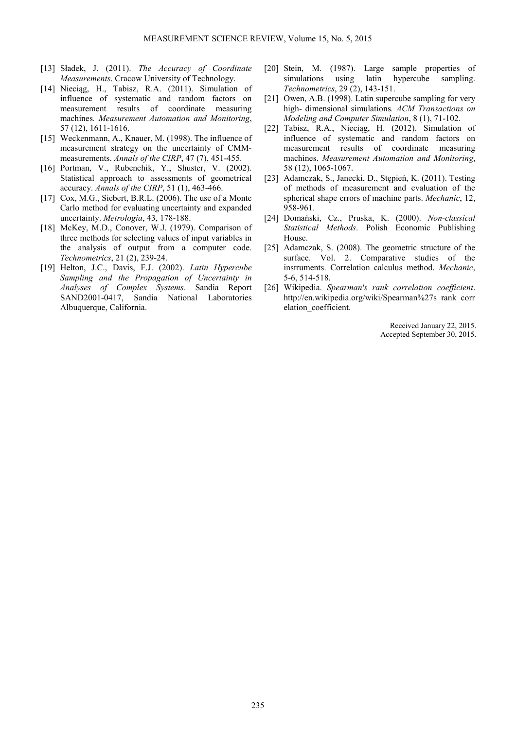[13] Sładek, J. (2011). *The Accuracy of Coordinate Measurements*. Cracow University of Technology.

[14] Nieciąg, H., Tabisz, R.A. (2011). Simulation of influence of systematic and random factors on measurement results of coordinate measuring machines*. Measurement Automation and Monitoring*, 57 (12), 1611-1616.

[15] Weckenmann, A., Knauer, M. (1998). The influence of measurement strategy on the uncertainty of CMM-measurements. *Annals of the CIRP*, 47 (7), 451-455.

[16] Portman, V., Rubenchik, Y., Shuster, V. (2002). Statistical approach to assessments of geometrical accuracy. *Annals of the CIRP*, 51 (1), 463-466.

[17] Cox, M.G., Siebert, B.R.L. (2006). The use of a Monte Carlo method for evaluating uncertainty and expanded uncertainty. *Metrologia*, 43, 178-188.

[18] McKey, M.D., Conover, W.J. (1979). Comparison of three methods for selecting values of input variables in the analysis of output from a computer code. *Technometrics*, 21 (2), 239-24.

[19] Helton, J.C., Davis, F.J. (2002). *Latin Hypercube Sampling and the Propagation of Uncertainty in Analyses of Complex Systems*. Sandia Report SAND2001-0417, Sandia National Laboratories Albuquerque, California.

[20] Stein, M. (1987). Large sample properties of simulations using latin hypercube sampling. *Technometrics*, 29 (2), 143-151.

[21] Owen, A.B. (1998). Latin supercube sampling for very high- dimensional simulations*. ACM Transactions on Modeling and Computer Simulation*, 8 (1), 71-102.

[22] Tabisz, R.A., Nieciąg, H. (2012). Simulation of influence of systematic and random factors on measurement results of coordinate measuring machines. *Measurement Automation and Monitoring*, 58 (12), 1065-1067.

[23] Adamczak, S., Janecki, D., Stępień, K. (2011). Testing of methods of measurement and evaluation of the spherical shape errors of machine parts. *Mechanic*, 12, 958-961.

[24] Domański, Cz., Pruska, K. (2000). *Non-classical Statistical Methods*. Polish Economic Publishing House.

[25] Adamczak, S. (2008). The geometric structure of the surface. Vol. 2. Comparative studies of the instruments. Correlation calculus method. *Mechanic*, 5-6, 514-518.

[26] Wikipedia. *Spearman's rank correlation coefficient*. http://en.wikipedia.org/wiki/Spearman%27s_rank_correlation_coefficient.

Received January 22, 2015.
Accepted September 30, 2015.